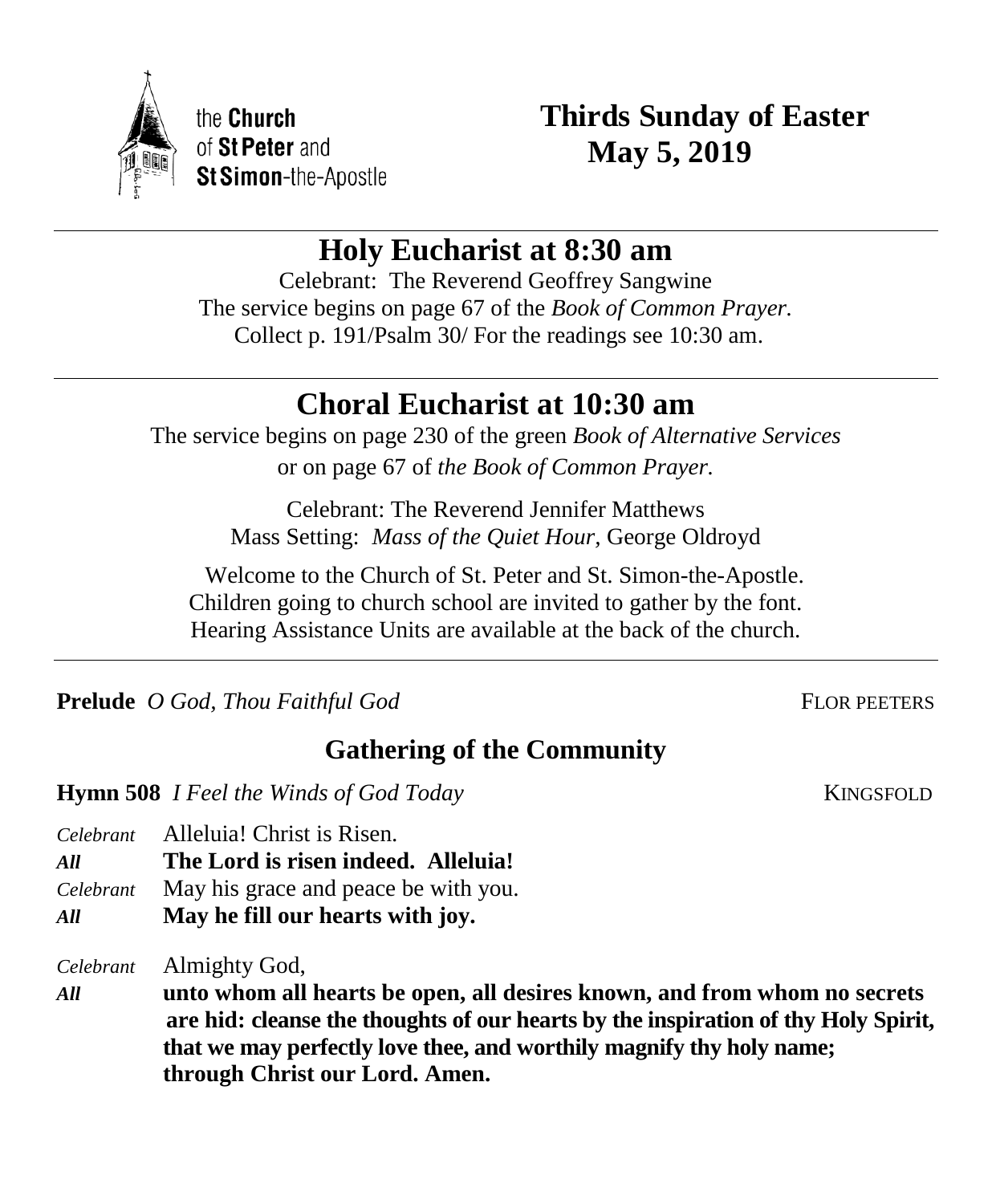the **Church** of **St Peter** and **St Simon**-the-Apostle

# Thirds Sunday of Easter
# May 5, 2019

## Holy Eucharist at 8:30 am

Celebrant: The Reverend Geoffrey Sangwine
The service begins on page 67 of the *Book of Common Prayer.*
Collect p. 191/Psalm 30/ For the readings see 10:30 am.

## Choral Eucharist at 10:30 am

The service begins on page 230 of the green *Book of Alternative Services* or on page 67 of *the Book of Common Prayer.*

Celebrant: The Reverend Jennifer Matthews
Mass Setting: *Mass of the Quiet Hour,* George Oldroyd

Welcome to the Church of St. Peter and St. Simon-the-Apostle.
Children going to church school are invited to gather by the font.
Hearing Assistance Units are available at the back of the church.

**Prelude** *O God, Thou Faithful God* FLOR PEETERS

### Gathering of the Community

**Hymn 508** *I Feel the Winds of God Today* KINGSFOLD

*Celebrant* Alleluia! Christ is Risen.
***All*** **The Lord is risen indeed. Alleluia!**
*Celebrant* May his grace and peace be with you.
***All*** **May he fill our hearts with joy.**

*Celebrant* Almighty God,
***All*** **unto whom all hearts be open, all desires known, and from whom no secrets are hid: cleanse the thoughts of our hearts by the inspiration of thy Holy Spirit, that we may perfectly love thee, and worthily magnify thy holy name; through Christ our Lord. Amen.**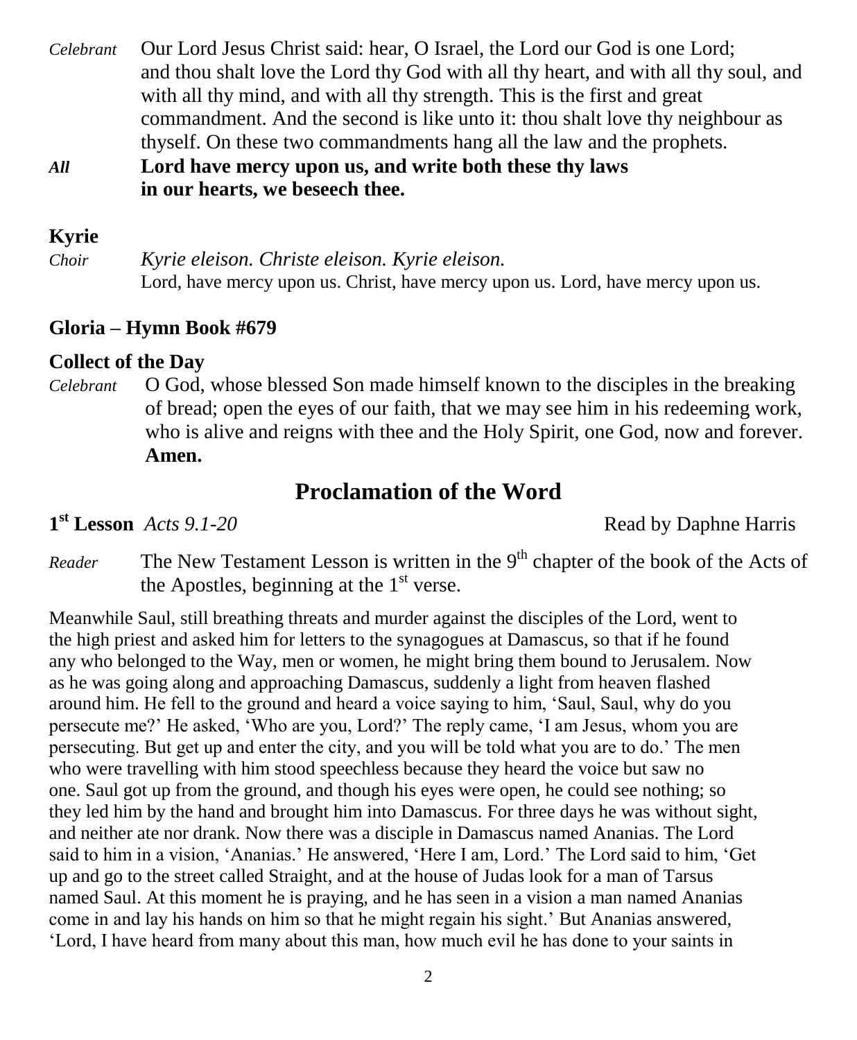*Celebrant* Our Lord Jesus Christ said: hear, O Israel, the Lord our God is one Lord; and thou shalt love the Lord thy God with all thy heart, and with all thy soul, and with all thy mind, and with all thy strength. This is the first and great commandment. And the second is like unto it: thou shalt love thy neighbour as thyself. On these two commandments hang all the law and the prophets.

***All*** **Lord have mercy upon us, and write both these thy laws in our hearts, we beseech thee.**

### Kyrie

*Choir* *Kyrie eleison. Christe eleison. Kyrie eleison.*
Lord, have mercy upon us. Christ, have mercy upon us. Lord, have mercy upon us.

### Gloria – Hymn Book #679

### Collect of the Day

*Celebrant* O God, whose blessed Son made himself known to the disciples in the breaking of bread; open the eyes of our faith, that we may see him in his redeeming work, who is alive and reigns with thee and the Holy Spirit, one God, now and forever. **Amen.**

## Proclamation of the Word

**1st Lesson** *Acts 9.1-20* Read by Daphne Harris

*Reader* The New Testament Lesson is written in the 9th chapter of the book of the Acts of the Apostles, beginning at the 1st verse.

Meanwhile Saul, still breathing threats and murder against the disciples of the Lord, went to the high priest and asked him for letters to the synagogues at Damascus, so that if he found any who belonged to the Way, men or women, he might bring them bound to Jerusalem. Now as he was going along and approaching Damascus, suddenly a light from heaven flashed around him. He fell to the ground and heard a voice saying to him, 'Saul, Saul, why do you persecute me?' He asked, 'Who are you, Lord?' The reply came, 'I am Jesus, whom you are persecuting. But get up and enter the city, and you will be told what you are to do.' The men who were travelling with him stood speechless because they heard the voice but saw no one. Saul got up from the ground, and though his eyes were open, he could see nothing; so they led him by the hand and brought him into Damascus. For three days he was without sight, and neither ate nor drank. Now there was a disciple in Damascus named Ananias. The Lord said to him in a vision, 'Ananias.' He answered, 'Here I am, Lord.' The Lord said to him, 'Get up and go to the street called Straight, and at the house of Judas look for a man of Tarsus named Saul. At this moment he is praying, and he has seen in a vision a man named Ananias come in and lay his hands on him so that he might regain his sight.' But Ananias answered, 'Lord, I have heard from many about this man, how much evil he has done to your saints in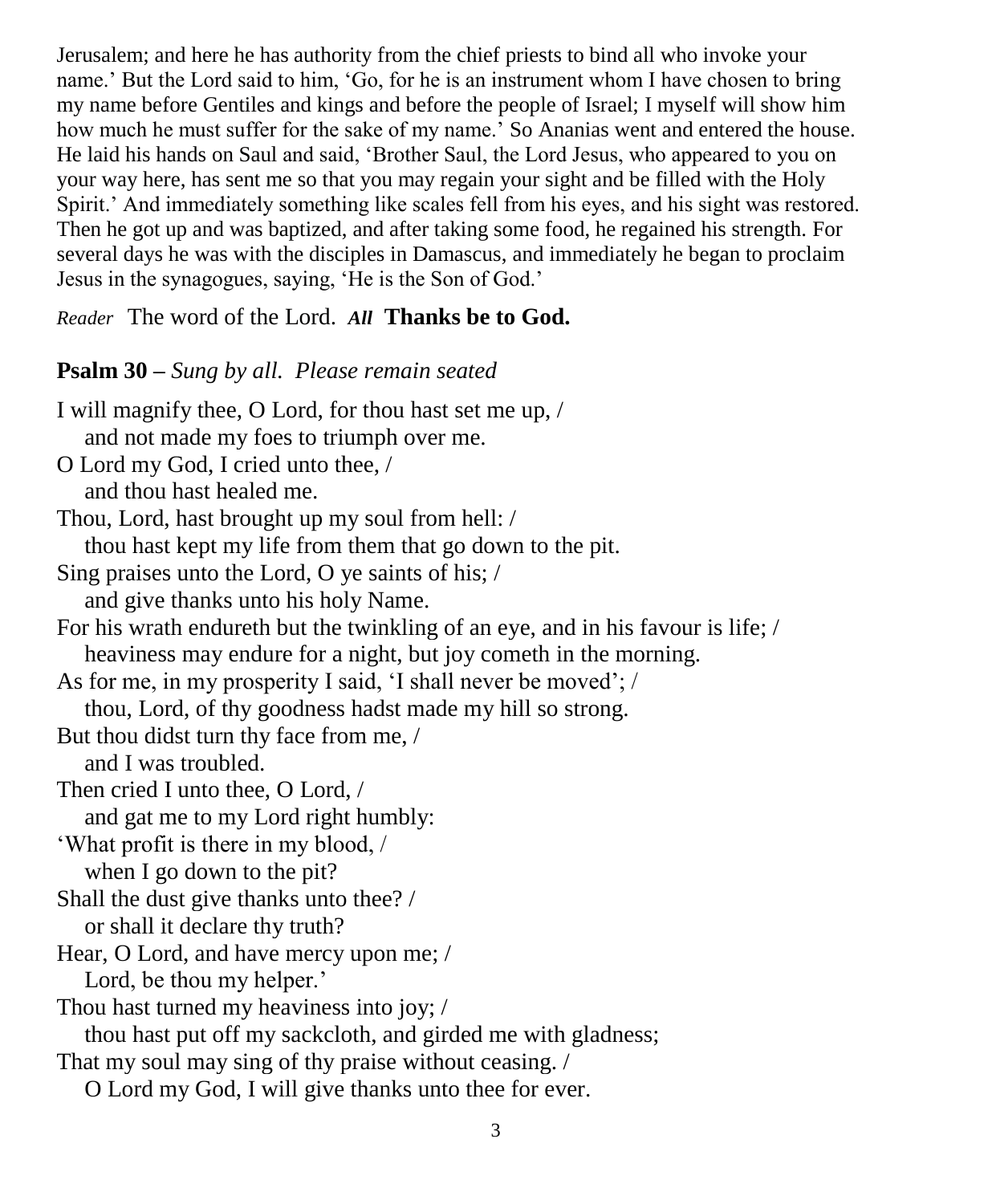Jerusalem; and here he has authority from the chief priests to bind all who invoke your name.' But the Lord said to him, 'Go, for he is an instrument whom I have chosen to bring my name before Gentiles and kings and before the people of Israel; I myself will show him how much he must suffer for the sake of my name.' So Ananias went and entered the house. He laid his hands on Saul and said, 'Brother Saul, the Lord Jesus, who appeared to you on your way here, has sent me so that you may regain your sight and be filled with the Holy Spirit.' And immediately something like scales fell from his eyes, and his sight was restored. Then he got up and was baptized, and after taking some food, he regained his strength. For several days he was with the disciples in Damascus, and immediately he began to proclaim Jesus in the synagogues, saying, 'He is the Son of God.'

*Reader* The word of the Lord. ***All*** **Thanks be to God.**

**Psalm 30 –** *Sung by all. Please remain seated*

I will magnify thee, O Lord, for thou hast set me up, /
    and not made my foes to triumph over me.
O Lord my God, I cried unto thee, /
    and thou hast healed me.
Thou, Lord, hast brought up my soul from hell: /
    thou hast kept my life from them that go down to the pit.
Sing praises unto the Lord, O ye saints of his; /
    and give thanks unto his holy Name.
For his wrath endureth but the twinkling of an eye, and in his favour is life; /
    heaviness may endure for a night, but joy cometh in the morning.
As for me, in my prosperity I said, 'I shall never be moved'; /
    thou, Lord, of thy goodness hadst made my hill so strong.
But thou didst turn thy face from me, /
    and I was troubled.
Then cried I unto thee, O Lord, /
    and gat me to my Lord right humbly:
'What profit is there in my blood, /
    when I go down to the pit?
Shall the dust give thanks unto thee? /
    or shall it declare thy truth?
Hear, O Lord, and have mercy upon me; /
    Lord, be thou my helper.'
Thou hast turned my heaviness into joy; /
    thou hast put off my sackcloth, and girded me with gladness;
That my soul may sing of thy praise without ceasing. /
    O Lord my God, I will give thanks unto thee for ever.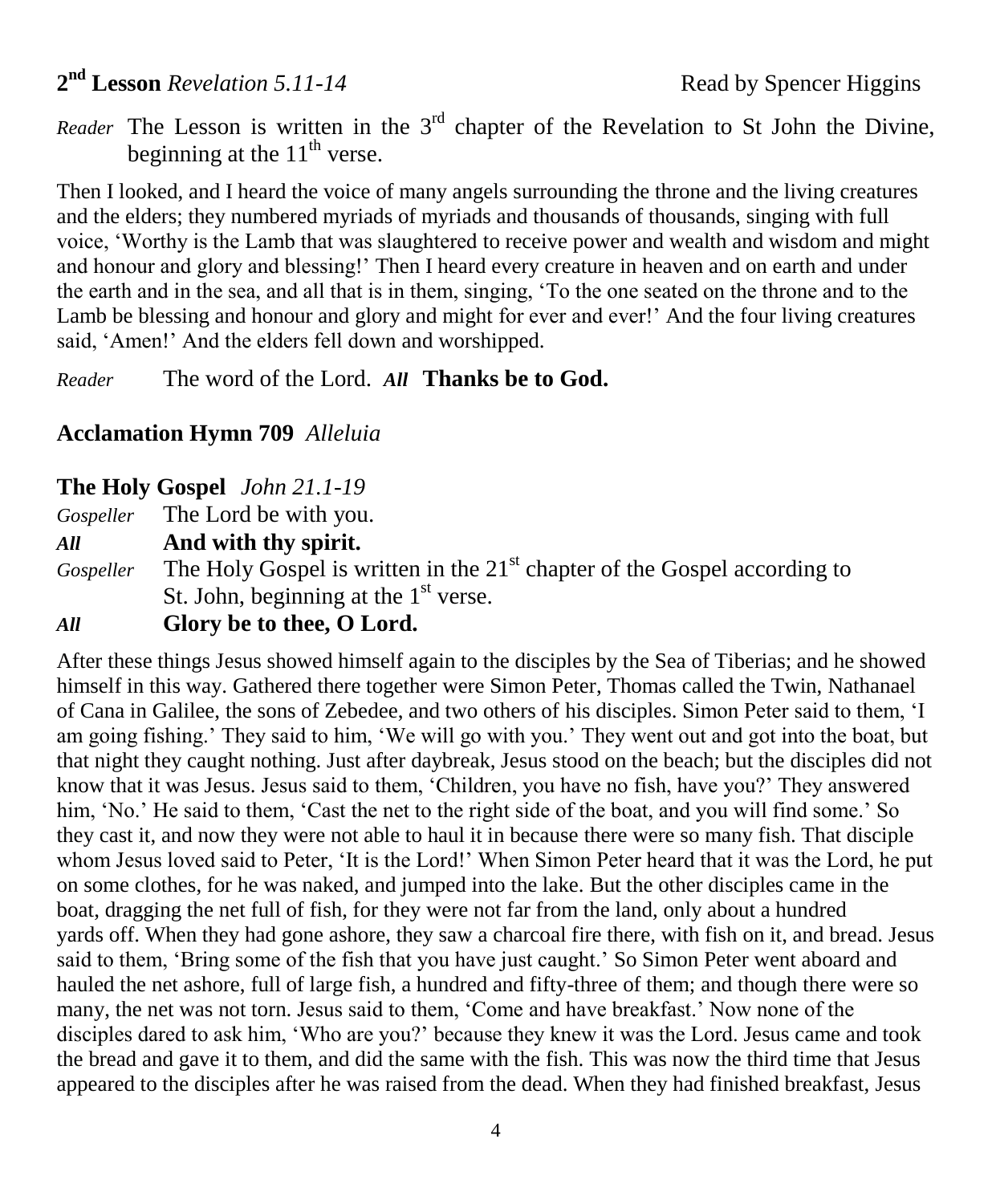## 2nd Lesson *Revelation 5.11-14* Read by Spencer Higgins

*Reader* The Lesson is written in the 3rd chapter of the Revelation to St John the Divine, beginning at the 11th verse.

Then I looked, and I heard the voice of many angels surrounding the throne and the living creatures and the elders; they numbered myriads of myriads and thousands of thousands, singing with full voice, 'Worthy is the Lamb that was slaughtered to receive power and wealth and wisdom and might and honour and glory and blessing!' Then I heard every creature in heaven and on earth and under the earth and in the sea, and all that is in them, singing, 'To the one seated on the throne and to the Lamb be blessing and honour and glory and might for ever and ever!' And the four living creatures said, 'Amen!' And the elders fell down and worshipped.

*Reader* The word of the Lord. ***All*** **Thanks be to God.**

**Acclamation Hymn 709** *Alleluia*

**The Holy Gospel** *John 21.1-19*

*Gospeller* The Lord be with you.

***All*** **And with thy spirit.**

*Gospeller* The Holy Gospel is written in the 21st chapter of the Gospel according to St. John, beginning at the 1st verse.

***All*** **Glory be to thee, O Lord.**

After these things Jesus showed himself again to the disciples by the Sea of Tiberias; and he showed himself in this way. Gathered there together were Simon Peter, Thomas called the Twin, Nathanael of Cana in Galilee, the sons of Zebedee, and two others of his disciples. Simon Peter said to them, 'I am going fishing.' They said to him, 'We will go with you.' They went out and got into the boat, but that night they caught nothing. Just after daybreak, Jesus stood on the beach; but the disciples did not know that it was Jesus. Jesus said to them, 'Children, you have no fish, have you?' They answered him, 'No.' He said to them, 'Cast the net to the right side of the boat, and you will find some.' So they cast it, and now they were not able to haul it in because there were so many fish. That disciple whom Jesus loved said to Peter, 'It is the Lord!' When Simon Peter heard that it was the Lord, he put on some clothes, for he was naked, and jumped into the lake. But the other disciples came in the boat, dragging the net full of fish, for they were not far from the land, only about a hundred yards off. When they had gone ashore, they saw a charcoal fire there, with fish on it, and bread. Jesus said to them, 'Bring some of the fish that you have just caught.' So Simon Peter went aboard and hauled the net ashore, full of large fish, a hundred and fifty-three of them; and though there were so many, the net was not torn. Jesus said to them, 'Come and have breakfast.' Now none of the disciples dared to ask him, 'Who are you?' because they knew it was the Lord. Jesus came and took the bread and gave it to them, and did the same with the fish. This was now the third time that Jesus appeared to the disciples after he was raised from the dead. When they had finished breakfast, Jesus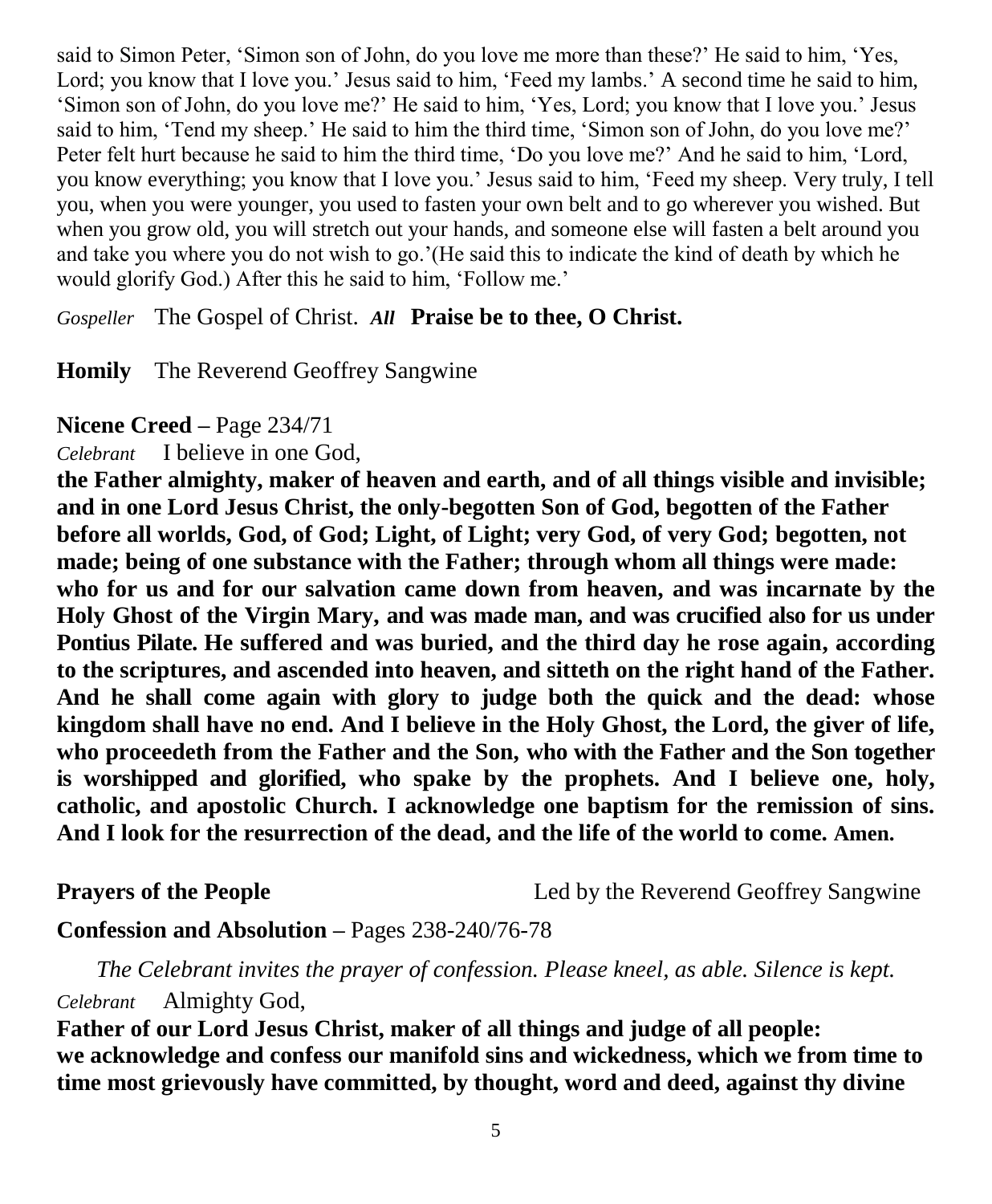said to Simon Peter, 'Simon son of John, do you love me more than these?' He said to him, 'Yes, Lord; you know that I love you.' Jesus said to him, 'Feed my lambs.' A second time he said to him, 'Simon son of John, do you love me?' He said to him, 'Yes, Lord; you know that I love you.' Jesus said to him, 'Tend my sheep.' He said to him the third time, 'Simon son of John, do you love me?' Peter felt hurt because he said to him the third time, 'Do you love me?' And he said to him, 'Lord, you know everything; you know that I love you.' Jesus said to him, 'Feed my sheep. Very truly, I tell you, when you were younger, you used to fasten your own belt and to go wherever you wished. But when you grow old, you will stretch out your hands, and someone else will fasten a belt around you and take you where you do not wish to go.'(He said this to indicate the kind of death by which he would glorify God.) After this he said to him, 'Follow me.'

*Gospeller* The Gospel of Christ. ***All*** **Praise be to thee, O Christ.**

**Homily** The Reverend Geoffrey Sangwine

**Nicene Creed –** Page 234/71

*Celebrant* I believe in one God,

**the Father almighty, maker of heaven and earth, and of all things visible and invisible; and in one Lord Jesus Christ, the only-begotten Son of God, begotten of the Father before all worlds, God, of God; Light, of Light; very God, of very God; begotten, not made; being of one substance with the Father; through whom all things were made: who for us and for our salvation came down from heaven, and was incarnate by the Holy Ghost of the Virgin Mary, and was made man, and was crucified also for us under Pontius Pilate. He suffered and was buried, and the third day he rose again, according to the scriptures, and ascended into heaven, and sitteth on the right hand of the Father. And he shall come again with glory to judge both the quick and the dead: whose kingdom shall have no end. And I believe in the Holy Ghost, the Lord, the giver of life, who proceedeth from the Father and the Son, who with the Father and the Son together is worshipped and glorified, who spake by the prophets. And I believe one, holy, catholic, and apostolic Church. I acknowledge one baptism for the remission of sins. And I look for the resurrection of the dead, and the life of the world to come. Amen.**

**Prayers of the People** Led by the Reverend Geoffrey Sangwine

**Confession and Absolution –** Pages 238-240/76-78

*The Celebrant invites the prayer of confession. Please kneel, as able. Silence is kept.*

*Celebrant* Almighty God,

**Father of our Lord Jesus Christ, maker of all things and judge of all people: we acknowledge and confess our manifold sins and wickedness, which we from time to time most grievously have committed, by thought, word and deed, against thy divine**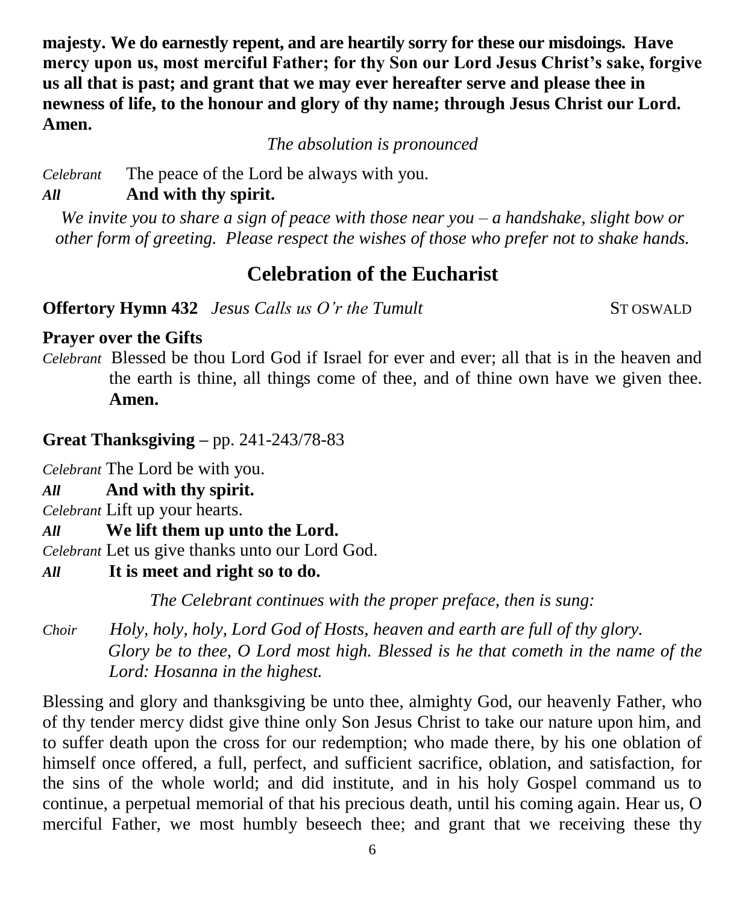**majesty. We do earnestly repent, and are heartily sorry for these our misdoings. Have mercy upon us, most merciful Father; for thy Son our Lord Jesus Christ's sake, forgive us all that is past; and grant that we may ever hereafter serve and please thee in newness of life, to the honour and glory of thy name; through Jesus Christ our Lord. Amen.**

*The absolution is pronounced*

*Celebrant* The peace of the Lord be always with you.
***All*** **And with thy spirit.**

*We invite you to share a sign of peace with those near you – a handshake, slight bow or other form of greeting. Please respect the wishes of those who prefer not to shake hands.*

## Celebration of the Eucharist

**Offertory Hymn 432** *Jesus Calls us O'r the Tumult* ST OSWALD

**Prayer over the Gifts**

*Celebrant* Blessed be thou Lord God if Israel for ever and ever; all that is in the heaven and the earth is thine, all things come of thee, and of thine own have we given thee. **Amen.**

**Great Thanksgiving –** pp. 241-243/78-83

*Celebrant* The Lord be with you.
***All*** **And with thy spirit.**
*Celebrant* Lift up your hearts.
***All*** **We lift them up unto the Lord.**
*Celebrant* Let us give thanks unto our Lord God.
***All*** **It is meet and right so to do.**

*The Celebrant continues with the proper preface, then is sung:*

*Choir* *Holy, holy, holy, Lord God of Hosts, heaven and earth are full of thy glory. Glory be to thee, O Lord most high. Blessed is he that cometh in the name of the Lord: Hosanna in the highest.*

Blessing and glory and thanksgiving be unto thee, almighty God, our heavenly Father, who of thy tender mercy didst give thine only Son Jesus Christ to take our nature upon him, and to suffer death upon the cross for our redemption; who made there, by his one oblation of himself once offered, a full, perfect, and sufficient sacrifice, oblation, and satisfaction, for the sins of the whole world; and did institute, and in his holy Gospel command us to continue, a perpetual memorial of that his precious death, until his coming again. Hear us, O merciful Father, we most humbly beseech thee; and grant that we receiving these thy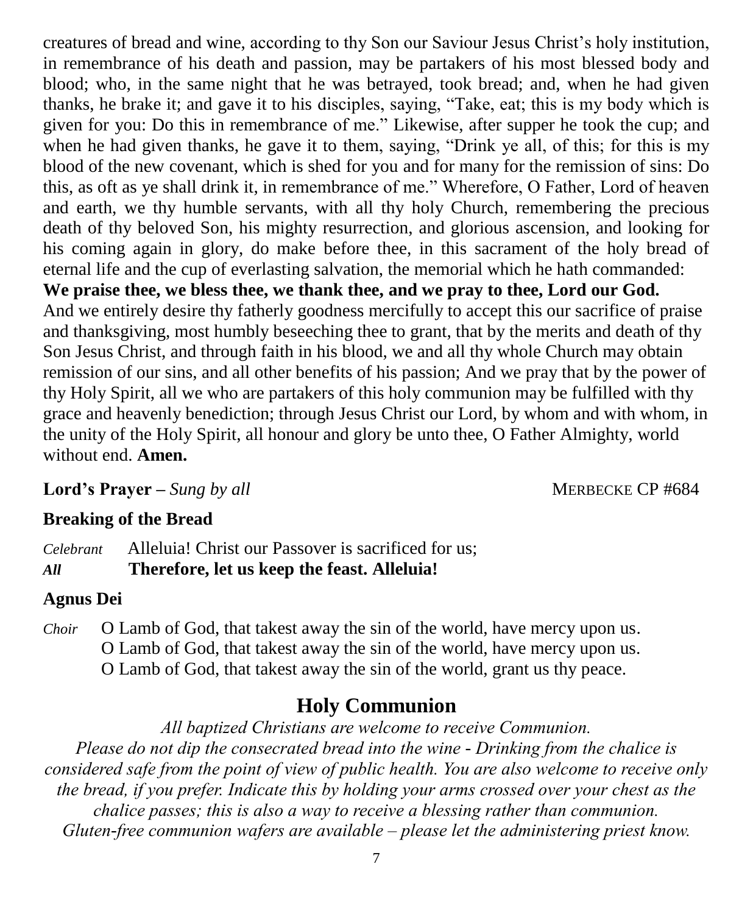creatures of bread and wine, according to thy Son our Saviour Jesus Christ's holy institution, in remembrance of his death and passion, may be partakers of his most blessed body and blood; who, in the same night that he was betrayed, took bread; and, when he had given thanks, he brake it; and gave it to his disciples, saying, "Take, eat; this is my body which is given for you: Do this in remembrance of me." Likewise, after supper he took the cup; and when he had given thanks, he gave it to them, saying, "Drink ye all, of this; for this is my blood of the new covenant, which is shed for you and for many for the remission of sins: Do this, as oft as ye shall drink it, in remembrance of me." Wherefore, O Father, Lord of heaven and earth, we thy humble servants, with all thy holy Church, remembering the precious death of thy beloved Son, his mighty resurrection, and glorious ascension, and looking for his coming again in glory, do make before thee, in this sacrament of the holy bread of eternal life and the cup of everlasting salvation, the memorial which he hath commanded:
**We praise thee, we bless thee, we thank thee, and we pray to thee, Lord our God.**
And we entirely desire thy fatherly goodness mercifully to accept this our sacrifice of praise and thanksgiving, most humbly beseeching thee to grant, that by the merits and death of thy Son Jesus Christ, and through faith in his blood, we and all thy whole Church may obtain remission of our sins, and all other benefits of his passion; And we pray that by the power of thy Holy Spirit, all we who are partakers of this holy communion may be fulfilled with thy grace and heavenly benediction; through Jesus Christ our Lord, by whom and with whom, in the unity of the Holy Spirit, all honour and glory be unto thee, O Father Almighty, world without end. **Amen.**

**Lord's Prayer –** *Sung by all* MERBECKE CP #684

**Breaking of the Bread**

*Celebrant* Alleluia! Christ our Passover is sacrificed for us;
***All*** **Therefore, let us keep the feast. Alleluia!**

**Agnus Dei**

*Choir* O Lamb of God, that takest away the sin of the world, have mercy upon us.
O Lamb of God, that takest away the sin of the world, have mercy upon us.
O Lamb of God, that takest away the sin of the world, grant us thy peace.

## Holy Communion

*All baptized Christians are welcome to receive Communion.*
*Please do not dip the consecrated bread into the wine - Drinking from the chalice is considered safe from the point of view of public health. You are also welcome to receive only the bread, if you prefer. Indicate this by holding your arms crossed over your chest as the chalice passes; this is also a way to receive a blessing rather than communion.*
*Gluten-free communion wafers are available – please let the administering priest know.*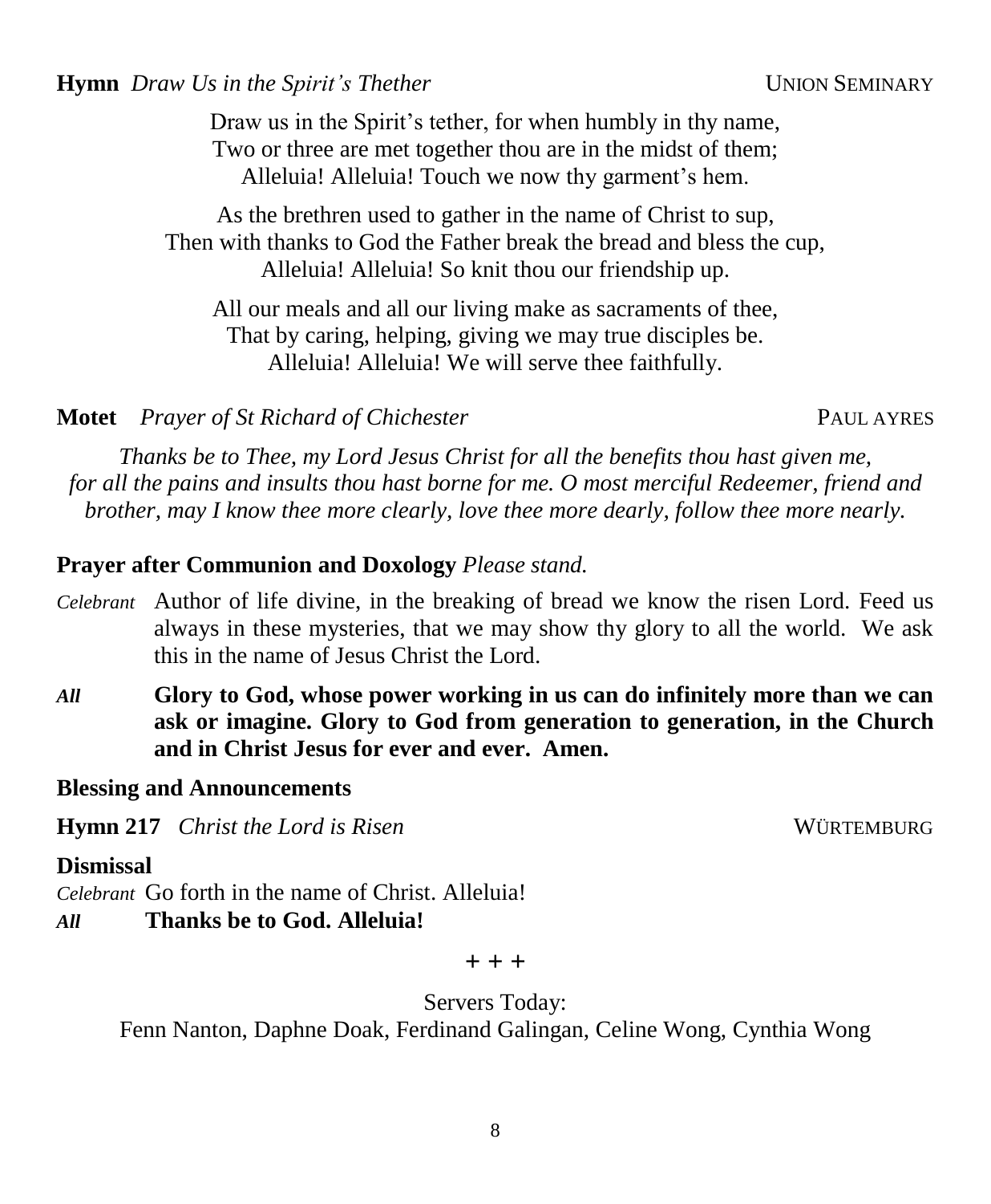**Hymn** *Draw Us in the Spirit's Thether* UNION SEMINARY

Draw us in the Spirit's tether, for when humbly in thy name,
Two or three are met together thou are in the midst of them;
Alleluia! Alleluia! Touch we now thy garment's hem.

As the brethren used to gather in the name of Christ to sup,
Then with thanks to God the Father break the bread and bless the cup,
Alleluia! Alleluia! So knit thou our friendship up.

All our meals and all our living make as sacraments of thee,
That by caring, helping, giving we may true disciples be.
Alleluia! Alleluia! We will serve thee faithfully.

**Motet** *Prayer of St Richard of Chichester* PAUL AYRES

*Thanks be to Thee, my Lord Jesus Christ for all the benefits thou hast given me, for all the pains and insults thou hast borne for me. O most merciful Redeemer, friend and brother, may I know thee more clearly, love thee more dearly, follow thee more nearly.*

**Prayer after Communion and Doxology** *Please stand.*

*Celebrant* Author of life divine, in the breaking of bread we know the risen Lord. Feed us always in these mysteries, that we may show thy glory to all the world. We ask this in the name of Jesus Christ the Lord.

***All*** **Glory to God, whose power working in us can do infinitely more than we can ask or imagine. Glory to God from generation to generation, in the Church and in Christ Jesus for ever and ever. Amen.**

**Blessing and Announcements**

**Hymn 217** *Christ the Lord is Risen* WÜRTEMBURG

**Dismissal**

*Celebrant* Go forth in the name of Christ. Alleluia!
***All*** **Thanks be to God. Alleluia!**

+ + +

Servers Today:
Fenn Nanton, Daphne Doak, Ferdinand Galingan, Celine Wong, Cynthia Wong